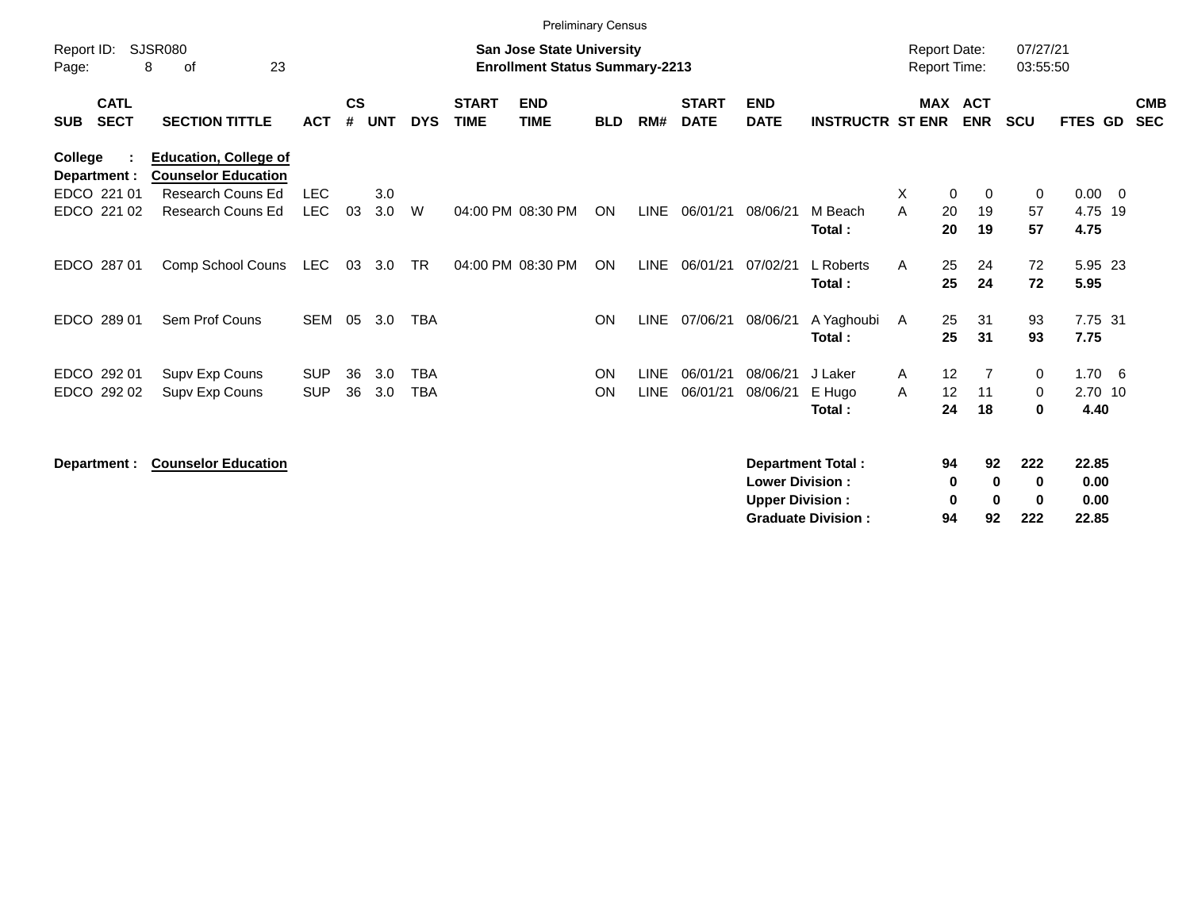Preliminary Census

Report ID: SJSR080

**San Jose State University**
**Enrollment Status Summary-2213**

Report Date: 07/27/21
Report Time: 03:55:50

| SUB | CATL SECT | SECTION TITTLE | ACT | CS # | UNT | DYS | START TIME | END TIME | BLD | RM# | START DATE | END DATE | INSTRUCTR | ST | MAX ENR | ACT ENR | SCU | FTES | GD | CMB SEC |
|---|---|---|---|---|---|---|---|---|---|---|---|---|---|---|---|---|---|---|---|---|
| **College :** | | **Education, College of** | | | | | | | | | | | | | | | | | | |
| **Department :** | | **Counselor Education** | | | | | | | | | | | | | | | | | | |
| EDCO | 221 01 | Research Couns Ed | LEC | | 3.0 | | | | | | | | | X | 0 | 0 | 0 | 0.00 | 0 | |
| EDCO | 221 02 | Research Couns Ed | LEC | 03 | 3.0 | W | 04:00 PM | 08:30 PM | ON | LINE | 06/01/21 | 08/06/21 | M Beach | A | 20 | 19 | 57 | 4.75 | 19 | |
| | | | | | | | | | | | | | **Total :** | | **20** | **19** | **57** | **4.75** | | |
| EDCO | 287 01 | Comp School Couns | LEC | 03 | 3.0 | TR | 04:00 PM | 08:30 PM | ON | LINE | 06/01/21 | 07/02/21 | L Roberts | A | 25 | 24 | 72 | 5.95 | 23 | |
| | | | | | | | | | | | | | **Total :** | | **25** | **24** | **72** | **5.95** | | |
| EDCO | 289 01 | Sem Prof Couns | SEM | 05 | 3.0 | TBA | | | ON | LINE | 07/06/21 | 08/06/21 | A Yaghoubi | A | 25 | 31 | 93 | 7.75 | 31 | |
| | | | | | | | | | | | | | **Total :** | | **25** | **31** | **93** | **7.75** | | |
| EDCO | 292 01 | Supv Exp Couns | SUP | 36 | 3.0 | TBA | | | ON | LINE | 06/01/21 | 08/06/21 | J Laker | A | 12 | 7 | 0 | 1.70 | 6 | |
| EDCO | 292 02 | Supv Exp Couns | SUP | 36 | 3.0 | TBA | | | ON | LINE | 06/01/21 | 08/06/21 | E Hugo | A | 12 | 11 | 0 | 2.70 | 10 | |
| | | | | | | | | | | | | | **Total :** | | **24** | **18** | **0** | **4.40** | | |

**Department : Counselor Education**

| | MAX ENR | ACT ENR | SCU | FTES |
|---|---|---|---|---|
| **Department Total :** | **94** | **92** | **222** | **22.85** |
| **Lower Division :** | **0** | **0** | **0** | **0.00** |
| **Upper Division :** | **0** | **0** | **0** | **0.00** |
| **Graduate Division :** | **94** | **92** | **222** | **22.85** |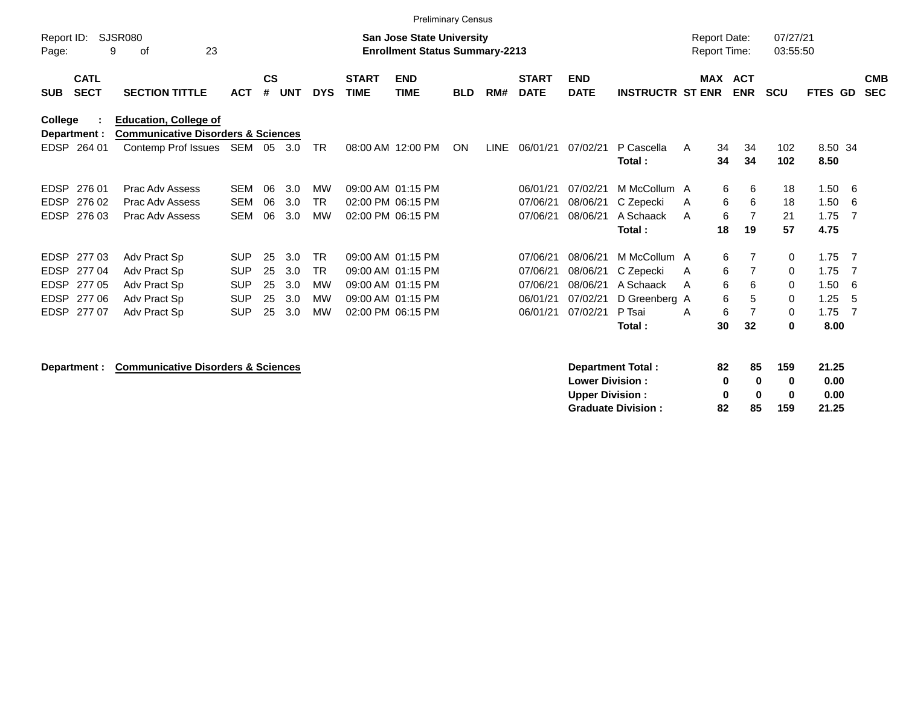Preliminary Census

Report ID: SJSR080

**San Jose State University**
**Enrollment Status Summary-2213**

Report Date: 07/27/21
Report Time: 03:55:50

**College : Education, College of**
**Department : Communicative Disorders & Sciences**

| SUB | CATL SECT | SECTION TITTLE | ACT | CS # | UNT | DYS | START TIME | END TIME | BLD | RM# | START DATE | END DATE | INSTRUCTR | ST | MAX ENR | ACT ENR | SCU | FTES | GD | CMB SEC |
|---|---|---|---|---|---|---|---|---|---|---|---|---|---|---|---|---|---|---|---|---|
| EDSP | 264 01 | Contemp Prof Issues | SEM | 05 | 3.0 | TR | 08:00 AM | 12:00 PM | ON | LINE | 06/01/21 | 07/02/21 | P Cascella | A | 34 | 34 | 102 | 8.50 | 34 | |
| | | | | | | | | | | | | | **Total :** | | **34** | **34** | **102** | **8.50** | | |
| EDSP | 276 01 | Prac Adv Assess | SEM | 06 | 3.0 | MW | 09:00 AM | 01:15 PM | | | 06/01/21 | 07/02/21 | M McCollum | A | 6 | 6 | 18 | 1.50 | 6 | |
| EDSP | 276 02 | Prac Adv Assess | SEM | 06 | 3.0 | TR | 02:00 PM | 06:15 PM | | | 07/06/21 | 08/06/21 | C Zepecki | A | 6 | 6 | 18 | 1.50 | 6 | |
| EDSP | 276 03 | Prac Adv Assess | SEM | 06 | 3.0 | MW | 02:00 PM | 06:15 PM | | | 07/06/21 | 08/06/21 | A Schaack | A | 6 | 7 | 21 | 1.75 | 7 | |
| | | | | | | | | | | | | | **Total :** | | **18** | **19** | **57** | **4.75** | | |
| EDSP | 277 03 | Adv Pract Sp | SUP | 25 | 3.0 | TR | 09:00 AM | 01:15 PM | | | 07/06/21 | 08/06/21 | M McCollum | A | 6 | 7 | 0 | 1.75 | 7 | |
| EDSP | 277 04 | Adv Pract Sp | SUP | 25 | 3.0 | TR | 09:00 AM | 01:15 PM | | | 07/06/21 | 08/06/21 | C Zepecki | A | 6 | 7 | 0 | 1.75 | 7 | |
| EDSP | 277 05 | Adv Pract Sp | SUP | 25 | 3.0 | MW | 09:00 AM | 01:15 PM | | | 07/06/21 | 08/06/21 | A Schaack | A | 6 | 6 | 0 | 1.50 | 6 | |
| EDSP | 277 06 | Adv Pract Sp | SUP | 25 | 3.0 | MW | 09:00 AM | 01:15 PM | | | 06/01/21 | 07/02/21 | D Greenberg | A | 6 | 5 | 0 | 1.25 | 5 | |
| EDSP | 277 07 | Adv Pract Sp | SUP | 25 | 3.0 | MW | 02:00 PM | 06:15 PM | | | 06/01/21 | 07/02/21 | P Tsai | A | 6 | 7 | 0 | 1.75 | 7 | |
| | | | | | | | | | | | | | **Total :** | | **30** | **32** | **0** | **8.00** | | |

**Department : Communicative Disorders & Sciences**

| | MAX ENR | ACT ENR | SCU | FTES |
|---|---|---|---|---|
| **Department Total :** | **82** | **85** | **159** | **21.25** |
| **Lower Division :** | **0** | **0** | **0** | **0.00** |
| **Upper Division :** | **0** | **0** | **0** | **0.00** |
| **Graduate Division :** | **82** | **85** | **159** | **21.25** |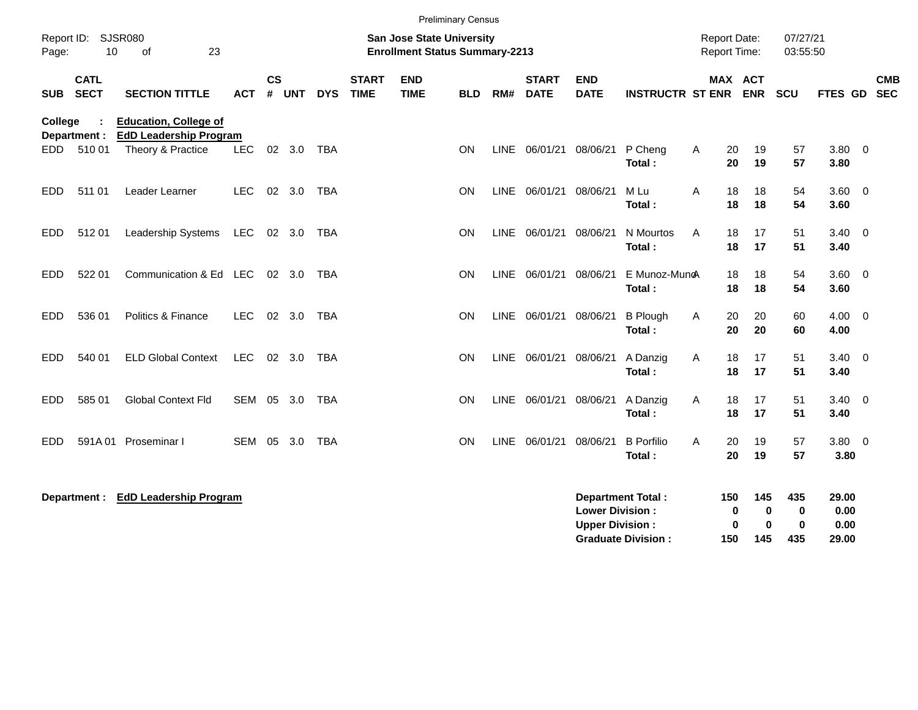Preliminary Census

Report ID: SJSR080

**San Jose State University**
**Enrollment Status Summary-2213**

Report Date: 07/27/21
Report Time: 03:55:50

**College : Education, College of**
**Department : EdD Leadership Program**

| SUB | CATL SECT | SECTION TITTLE | ACT | CS # | UNT | DYS | START TIME | END TIME | BLD | RM# | START DATE | END DATE | INSTRUCTR | ST | MAX ENR | ACT ENR | SCU | FTES | GD | CMB SEC |
|---|---|---|---|---|---|---|---|---|---|---|---|---|---|---|---|---|---|---|---|---|
| EDD | 510 01 | Theory & Practice | LEC | 02 | 3.0 | TBA | | | ON | LINE | 06/01/21 | 08/06/21 | P Cheng | A | 20 | 19 | 57 | 3.80 | 0 | |
| | | | | | | | | | | | | | **Total :** | | **20** | **19** | **57** | **3.80** | | |
| EDD | 511 01 | Leader Learner | LEC | 02 | 3.0 | TBA | | | ON | LINE | 06/01/21 | 08/06/21 | M Lu | A | 18 | 18 | 54 | 3.60 | 0 | |
| | | | | | | | | | | | | | **Total :** | | **18** | **18** | **54** | **3.60** | | |
| EDD | 512 01 | Leadership Systems | LEC | 02 | 3.0 | TBA | | | ON | LINE | 06/01/21 | 08/06/21 | N Mourtos | A | 18 | 17 | 51 | 3.40 | 0 | |
| | | | | | | | | | | | | | **Total :** | | **18** | **17** | **51** | **3.40** | | |
| EDD | 522 01 | Communication & Ed | LEC | 02 | 3.0 | TBA | | | ON | LINE | 06/01/21 | 08/06/21 | E Munoz-Muno | A | 18 | 18 | 54 | 3.60 | 0 | |
| | | | | | | | | | | | | | **Total :** | | **18** | **18** | **54** | **3.60** | | |
| EDD | 536 01 | Politics & Finance | LEC | 02 | 3.0 | TBA | | | ON | LINE | 06/01/21 | 08/06/21 | B Plough | A | 20 | 20 | 60 | 4.00 | 0 | |
| | | | | | | | | | | | | | **Total :** | | **20** | **20** | **60** | **4.00** | | |
| EDD | 540 01 | ELD Global Context | LEC | 02 | 3.0 | TBA | | | ON | LINE | 06/01/21 | 08/06/21 | A Danzig | A | 18 | 17 | 51 | 3.40 | 0 | |
| | | | | | | | | | | | | | **Total :** | | **18** | **17** | **51** | **3.40** | | |
| EDD | 585 01 | Global Context Fld | SEM | 05 | 3.0 | TBA | | | ON | LINE | 06/01/21 | 08/06/21 | A Danzig | A | 18 | 17 | 51 | 3.40 | 0 | |
| | | | | | | | | | | | | | **Total :** | | **18** | **17** | **51** | **3.40** | | |
| EDD | 591A 01 | Proseminar I | SEM | 05 | 3.0 | TBA | | | ON | LINE | 06/01/21 | 08/06/21 | B Porfilio | A | 20 | 19 | 57 | 3.80 | 0 | |
| | | | | | | | | | | | | | **Total :** | | **20** | **19** | **57** | **3.80** | | |

**Department : EdD Leadership Program**

| | MAX ENR | ACT ENR | SCU | FTES |
|---|---|---|---|---|
| **Department Total :** | **150** | **145** | **435** | **29.00** |
| **Lower Division :** | **0** | **0** | **0** | **0.00** |
| **Upper Division :** | **0** | **0** | **0** | **0.00** |
| **Graduate Division :** | **150** | **145** | **435** | **29.00** |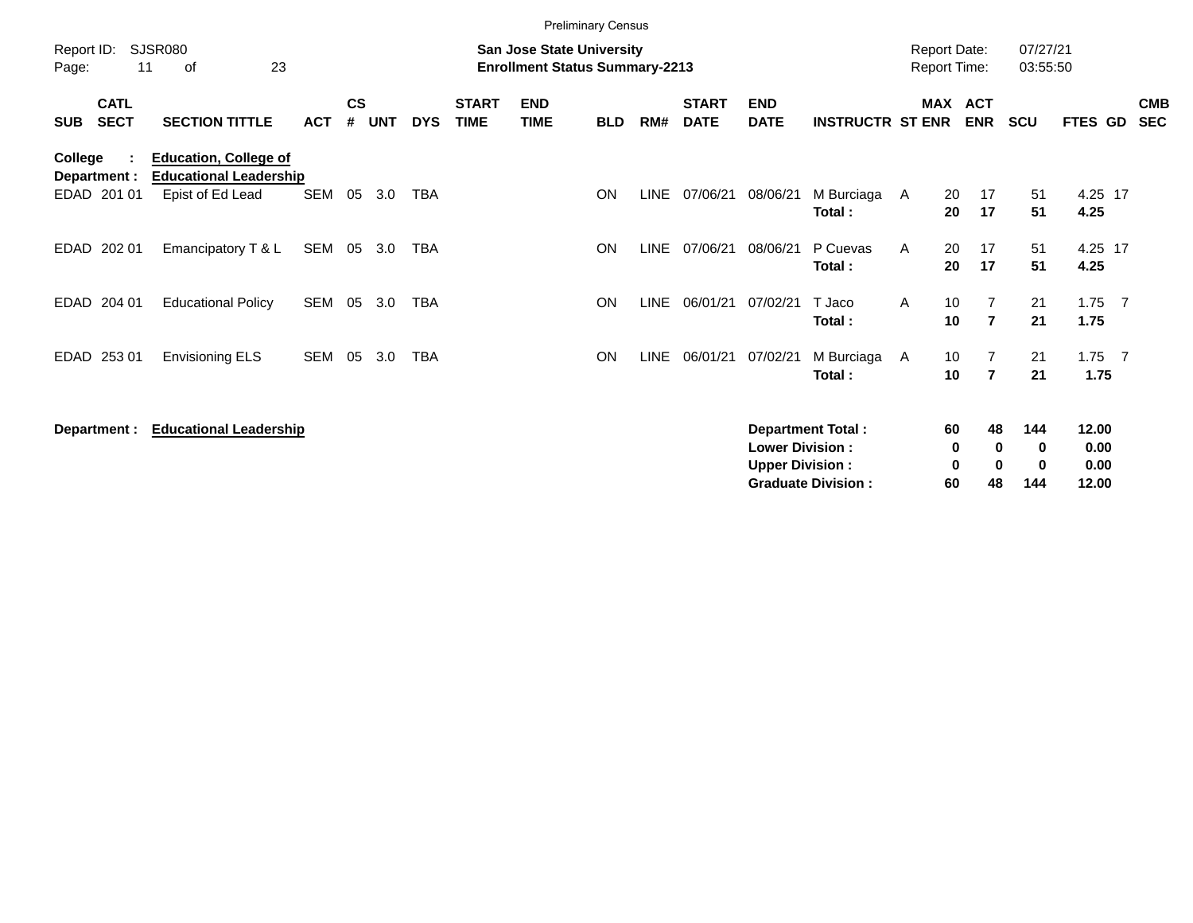Preliminary Census

Report ID: SJSR080

**San Jose State University**
**Enrollment Status Summary-2213**

Report Date: 07/27/21
Report Time: 03:55:50

**College : Education, College of**
**Department : Educational Leadership**

| SUB | CATL SECT | SECTION TITTLE | ACT | CS # | UNT | DYS | START TIME | END TIME | BLD | RM# | START DATE | END DATE | INSTRUCTR | ST | MAX ENR | ACT ENR | SCU | FTES | GD | CMB SEC |
|---|---|---|---|---|---|---|---|---|---|---|---|---|---|---|---|---|---|---|---|---|
| EDAD | 201 01 | Epist of Ed Lead | SEM | 05 | 3.0 | TBA | | | ON | LINE | 07/06/21 | 08/06/21 | M Burciaga | A | 20 | 17 | 51 | 4.25 | 17 | |
| | | | | | | | | | | | | | **Total :** | | **20** | **17** | **51** | **4.25** | | |
| EDAD | 202 01 | Emancipatory T & L | SEM | 05 | 3.0 | TBA | | | ON | LINE | 07/06/21 | 08/06/21 | P Cuevas | A | 20 | 17 | 51 | 4.25 | 17 | |
| | | | | | | | | | | | | | **Total :** | | **20** | **17** | **51** | **4.25** | | |
| EDAD | 204 01 | Educational Policy | SEM | 05 | 3.0 | TBA | | | ON | LINE | 06/01/21 | 07/02/21 | T Jaco | A | 10 | 7 | 21 | 1.75 | 7 | |
| | | | | | | | | | | | | | **Total :** | | **10** | **7** | **21** | **1.75** | | |
| EDAD | 253 01 | Envisioning ELS | SEM | 05 | 3.0 | TBA | | | ON | LINE | 06/01/21 | 07/02/21 | M Burciaga | A | 10 | 7 | 21 | 1.75 | 7 | |
| | | | | | | | | | | | | | **Total :** | | **10** | **7** | **21** | **1.75** | | |

**Department : Educational Leadership**

| | MAX ENR | ACT ENR | SCU | FTES |
|---|---|---|---|---|
| **Department Total :** | **60** | **48** | **144** | **12.00** |
| **Lower Division :** | **0** | **0** | **0** | **0.00** |
| **Upper Division :** | **0** | **0** | **0** | **0.00** |
| **Graduate Division :** | **60** | **48** | **144** | **12.00** |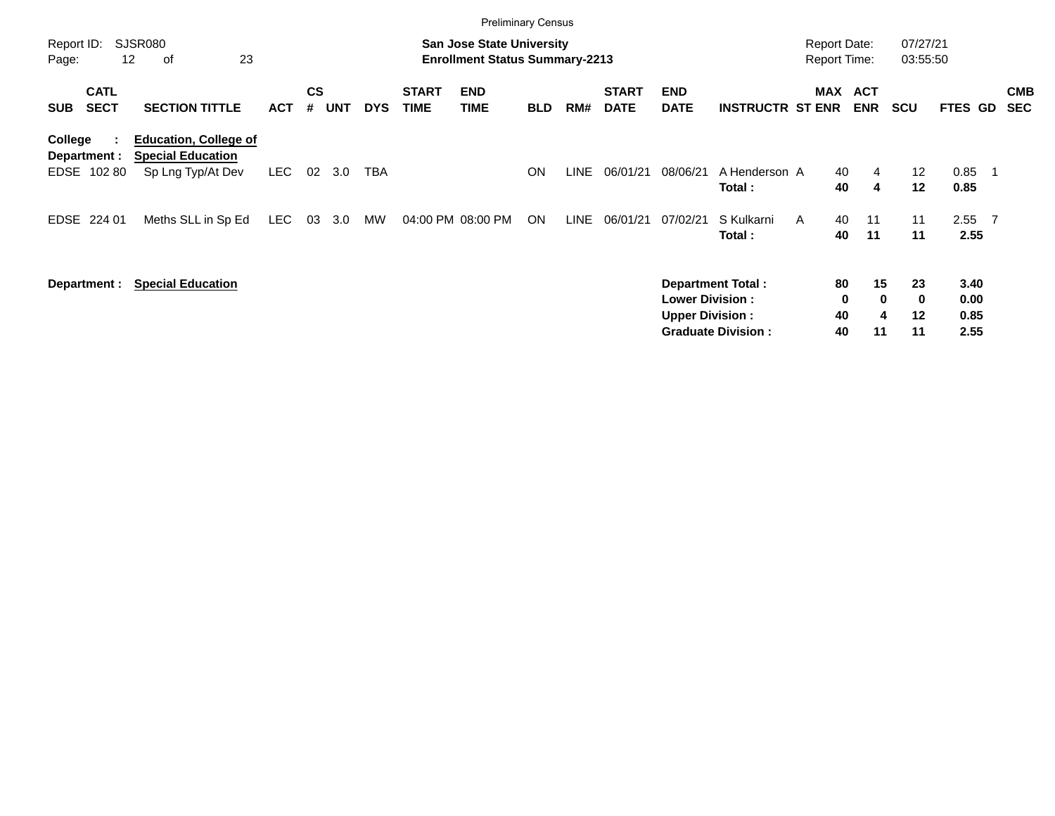Preliminary Census

Report ID: SJSR080

**San Jose State University**
**Enrollment Status Summary-2213**

Report Date: 07/27/21
Report Time: 03:55:50

**College : Education, College of**
**Department : Special Education**

| SUB | CATL SECT | SECTION TITTLE | ACT | CS # | UNT | DYS | START TIME | END TIME | BLD | RM# | START DATE | END DATE | INSTRUCTR | ST | MAX ENR | ACT ENR | SCU | FTES | GD | CMB SEC |
|---|---|---|---|---|---|---|---|---|---|---|---|---|---|---|---|---|---|---|---|---|
| EDSE | 102 80 | Sp Lng Typ/At Dev | LEC | 02 | 3.0 | TBA | | | ON | LINE | 06/01/21 | 08/06/21 | A Henderson | A | 40 | 4 | 12 | 0.85 | 1 | |
| | | | | | | | | | | | | | **Total :** | | **40** | **4** | **12** | **0.85** | | |
| EDSE | 224 01 | Meths SLL in Sp Ed | LEC | 03 | 3.0 | MW | 04:00 PM | 08:00 PM | ON | LINE | 06/01/21 | 07/02/21 | S Kulkarni | A | 40 | 11 | 11 | 2.55 | 7 | |
| | | | | | | | | | | | | | **Total :** | | **40** | **11** | **11** | **2.55** | | |

**Department : Special Education**

| | MAX ENR | ACT ENR | SCU | FTES |
|---|---|---|---|---|
| **Department Total :** | **80** | **15** | **23** | **3.40** |
| **Lower Division :** | **0** | **0** | **0** | **0.00** |
| **Upper Division :** | **40** | **4** | **12** | **0.85** |
| **Graduate Division :** | **40** | **11** | **11** | **2.55** |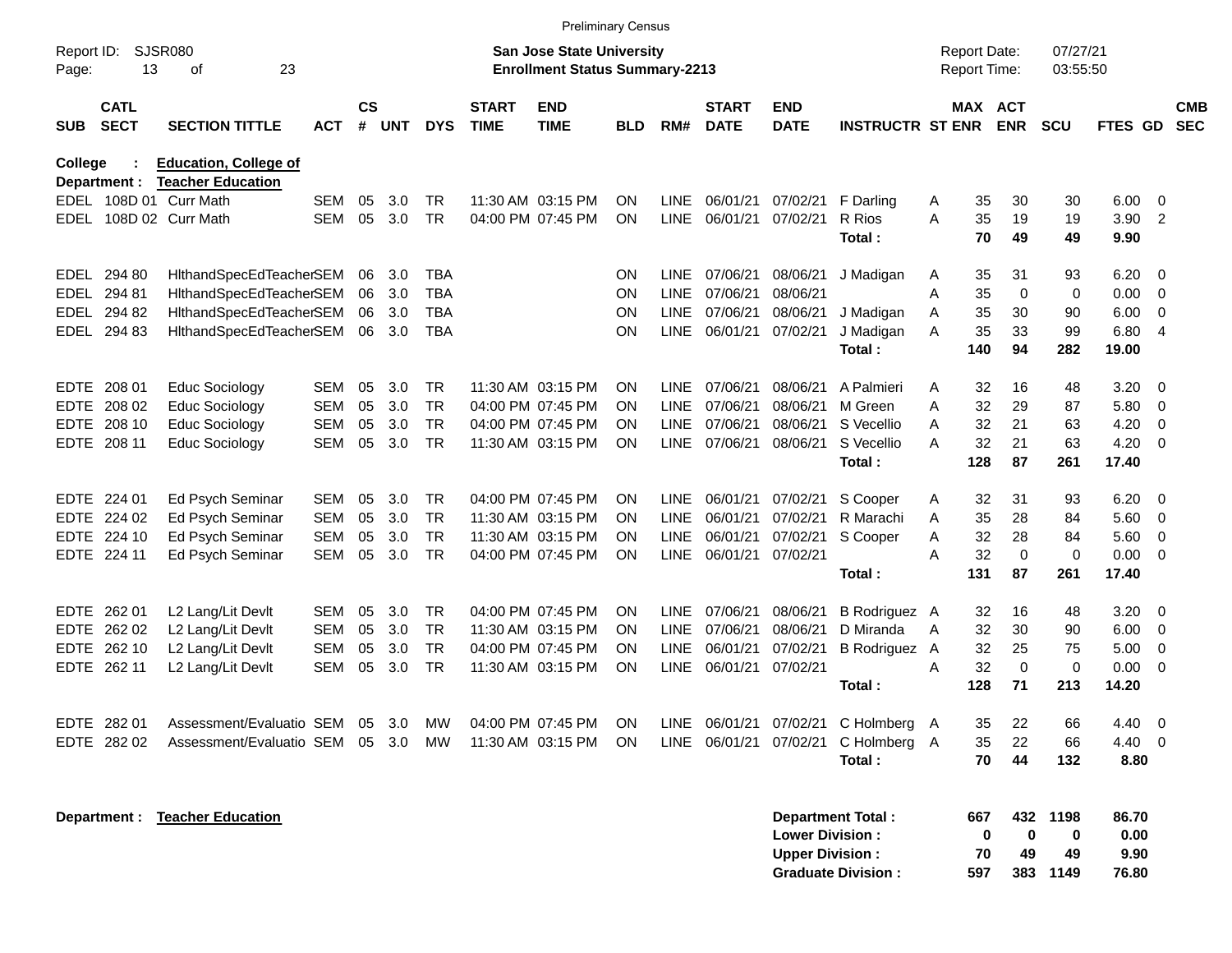Preliminary Census

Report ID: SJSR080
Page: 13 of 23

**San Jose State University**
**Enrollment Status Summary-2213**

Report Date: 07/27/21
Report Time: 03:55:50

**College : Education, College of**
**Department : Teacher Education**

| SUB | CATL SECT | SECTION TITTLE | ACT | CS # | UNT | DYS | START TIME | END TIME | BLD | RM# | START DATE | END DATE | INSTRUCTR | ST | MAX ENR | ACT ENR | SCU | FTES | GD | CMB SEC |
|---|---|---|---|---|---|---|---|---|---|---|---|---|---|---|---|---|---|---|---|---|
| EDEL | 108D 01 | Curr Math | SEM | 05 | 3.0 | TR | 11:30 AM | 03:15 PM | ON | LINE | 06/01/21 | 07/02/21 | F Darling | A | 35 | 30 | 30 | 6.00 | 0 | |
| EDEL | 108D 02 | Curr Math | SEM | 05 | 3.0 | TR | 04:00 PM | 07:45 PM | ON | LINE | 06/01/21 | 07/02/21 | R Rios | A | 35 | 19 | 19 | 3.90 | 2 | |
| | | | | | | | | | | | | | **Total :** | | **70** | **49** | **49** | **9.90** | | |
| EDEL | 294 80 | HlthandSpecEdTeacher | SEM | 06 | 3.0 | TBA | | | ON | LINE | 07/06/21 | 08/06/21 | J Madigan | A | 35 | 31 | 93 | 6.20 | 0 | |
| EDEL | 294 81 | HlthandSpecEdTeacher | SEM | 06 | 3.0 | TBA | | | ON | LINE | 07/06/21 | 08/06/21 | | A | 35 | 0 | 0 | 0.00 | 0 | |
| EDEL | 294 82 | HlthandSpecEdTeacher | SEM | 06 | 3.0 | TBA | | | ON | LINE | 07/06/21 | 08/06/21 | J Madigan | A | 35 | 30 | 90 | 6.00 | 0 | |
| EDEL | 294 83 | HlthandSpecEdTeacher | SEM | 06 | 3.0 | TBA | | | ON | LINE | 06/01/21 | 07/02/21 | J Madigan | A | 35 | 33 | 99 | 6.80 | 4 | |
| | | | | | | | | | | | | | **Total :** | | **140** | **94** | **282** | **19.00** | | |
| EDTE | 208 01 | Educ Sociology | SEM | 05 | 3.0 | TR | 11:30 AM | 03:15 PM | ON | LINE | 07/06/21 | 08/06/21 | A Palmieri | A | 32 | 16 | 48 | 3.20 | 0 | |
| EDTE | 208 02 | Educ Sociology | SEM | 05 | 3.0 | TR | 04:00 PM | 07:45 PM | ON | LINE | 07/06/21 | 08/06/21 | M Green | A | 32 | 29 | 87 | 5.80 | 0 | |
| EDTE | 208 10 | Educ Sociology | SEM | 05 | 3.0 | TR | 04:00 PM | 07:45 PM | ON | LINE | 07/06/21 | 08/06/21 | S Vecellio | A | 32 | 21 | 63 | 4.20 | 0 | |
| EDTE | 208 11 | Educ Sociology | SEM | 05 | 3.0 | TR | 11:30 AM | 03:15 PM | ON | LINE | 07/06/21 | 08/06/21 | S Vecellio | A | 32 | 21 | 63 | 4.20 | 0 | |
| | | | | | | | | | | | | | **Total :** | | **128** | **87** | **261** | **17.40** | | |
| EDTE | 224 01 | Ed Psych Seminar | SEM | 05 | 3.0 | TR | 04:00 PM | 07:45 PM | ON | LINE | 06/01/21 | 07/02/21 | S Cooper | A | 32 | 31 | 93 | 6.20 | 0 | |
| EDTE | 224 02 | Ed Psych Seminar | SEM | 05 | 3.0 | TR | 11:30 AM | 03:15 PM | ON | LINE | 06/01/21 | 07/02/21 | R Marachi | A | 35 | 28 | 84 | 5.60 | 0 | |
| EDTE | 224 10 | Ed Psych Seminar | SEM | 05 | 3.0 | TR | 11:30 AM | 03:15 PM | ON | LINE | 06/01/21 | 07/02/21 | S Cooper | A | 32 | 28 | 84 | 5.60 | 0 | |
| EDTE | 224 11 | Ed Psych Seminar | SEM | 05 | 3.0 | TR | 04:00 PM | 07:45 PM | ON | LINE | 06/01/21 | 07/02/21 | | A | 32 | 0 | 0 | 0.00 | 0 | |
| | | | | | | | | | | | | | **Total :** | | **131** | **87** | **261** | **17.40** | | |
| EDTE | 262 01 | L2 Lang/Lit Devlt | SEM | 05 | 3.0 | TR | 04:00 PM | 07:45 PM | ON | LINE | 07/06/21 | 08/06/21 | B Rodriguez | A | 32 | 16 | 48 | 3.20 | 0 | |
| EDTE | 262 02 | L2 Lang/Lit Devlt | SEM | 05 | 3.0 | TR | 11:30 AM | 03:15 PM | ON | LINE | 07/06/21 | 08/06/21 | D Miranda | A | 32 | 30 | 90 | 6.00 | 0 | |
| EDTE | 262 10 | L2 Lang/Lit Devlt | SEM | 05 | 3.0 | TR | 04:00 PM | 07:45 PM | ON | LINE | 06/01/21 | 07/02/21 | B Rodriguez | A | 32 | 25 | 75 | 5.00 | 0 | |
| EDTE | 262 11 | L2 Lang/Lit Devlt | SEM | 05 | 3.0 | TR | 11:30 AM | 03:15 PM | ON | LINE | 06/01/21 | 07/02/21 | | A | 32 | 0 | 0 | 0.00 | 0 | |
| | | | | | | | | | | | | | **Total :** | | **128** | **71** | **213** | **14.20** | | |
| EDTE | 282 01 | Assessment/Evaluatio | SEM | 05 | 3.0 | MW | 04:00 PM | 07:45 PM | ON | LINE | 06/01/21 | 07/02/21 | C Holmberg | A | 35 | 22 | 66 | 4.40 | 0 | |
| EDTE | 282 02 | Assessment/Evaluatio | SEM | 05 | 3.0 | MW | 11:30 AM | 03:15 PM | ON | LINE | 06/01/21 | 07/02/21 | C Holmberg | A | 35 | 22 | 66 | 4.40 | 0 | |
| | | | | | | | | | | | | | **Total :** | | **70** | **44** | **132** | **8.80** | | |

**Department : Teacher Education**

| | MAX ENR | ACT ENR | SCU | FTES |
|---|---|---|---|---|
| **Department Total :** | **667** | **432** | **1198** | **86.70** |
| **Lower Division :** | **0** | **0** | **0** | **0.00** |
| **Upper Division :** | **70** | **49** | **49** | **9.90** |
| **Graduate Division :** | **597** | **383** | **1149** | **76.80** |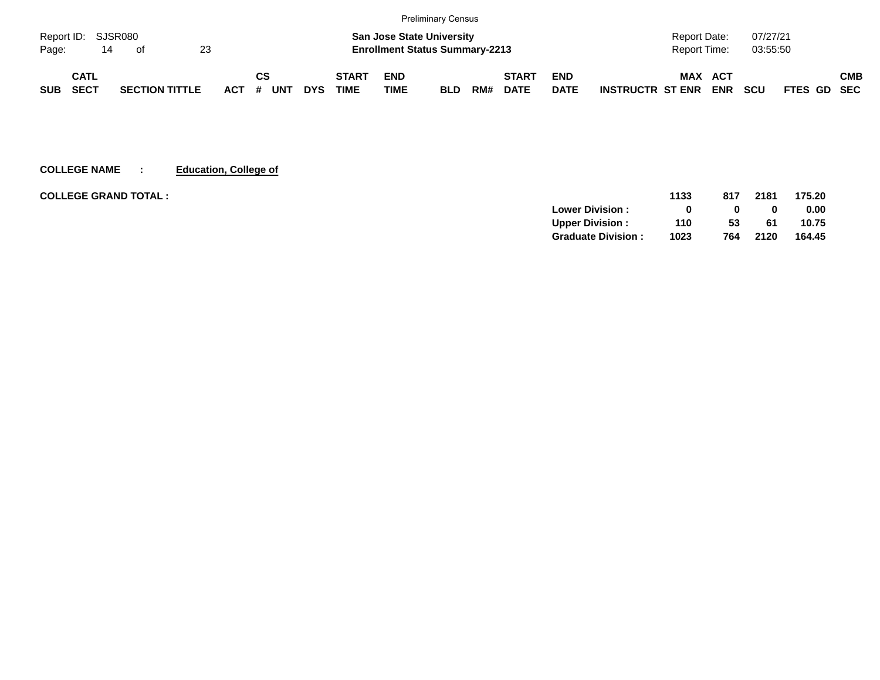Preliminary Census

Report ID: SJSR080

**San Jose State University**
**Enrollment Status Summary-2213**

Report Date: 07/27/21
Report Time: 03:55:50

| SUB | CATL SECT | SECTION TITTLE | ACT | CS # | UNT | DYS | START TIME | END TIME | BLD | RM# | START DATE | END DATE | INSTRUCTR | MAX ST ENR | ACT ENR | SCU | FTES | GD | CMB SEC |
|---|---|---|---|---|---|---|---|---|---|---|---|---|---|---|---|---|---|---|---|

**COLLEGE NAME : Education, College of**

| | | | | |
|---|---|---|---|---|
| **COLLEGE GRAND TOTAL :** | **1133** | **817** | **2181** | **175.20** |
| **Lower Division :** | **0** | **0** | **0** | **0.00** |
| **Upper Division :** | **110** | **53** | **61** | **10.75** |
| **Graduate Division :** | **1023** | **764** | **2120** | **164.45** |